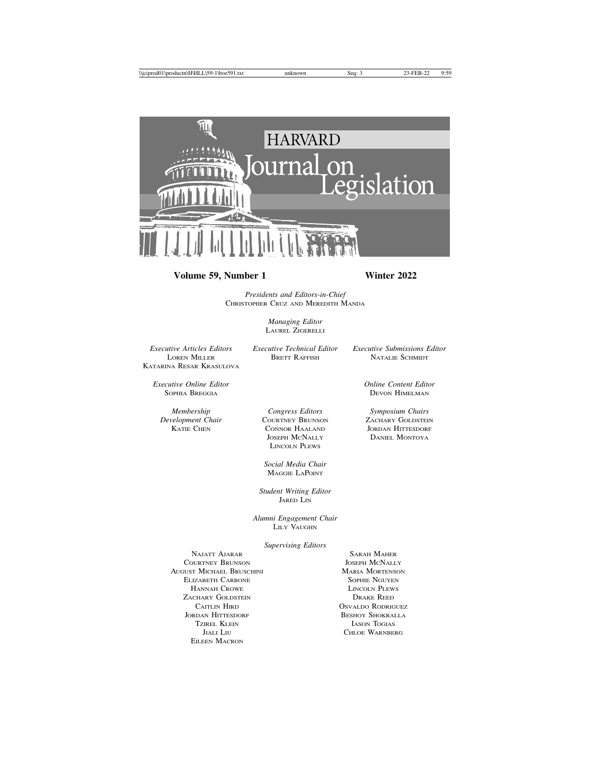# HARVARD Journal on Legislation

**Volume 59, Number 1** **Winter 2022**

*Presidents and Editors-in-Chief*
Christopher Cruz and Meredith Manda

*Managing Editor*
Laurel Zigerelli

*Executive Articles Editors*
Loren Miller
Katarina Resar Krasulova

*Executive Technical Editor*
Brett Raffish

*Executive Submissions Editor*
Natalie Schmidt

*Executive Online Editor*
Sophia Breggia

*Online Content Editor*
Devon Himelman

*Membership Development Chair*
Katie Chen

*Congress Editors*
Courtney Brunson
Connor Haaland
Joseph McNally
Lincoln Plews

*Symposium Chairs*
Zachary Goldstein
Jordan Hittesdorf
Daniel Montoya

*Social Media Chair*
Maggie LaPoint

*Student Writing Editor*
Jared Lin

*Alumni Engagement Chair*
Lily Vaughn

*Supervising Editors*

Najatt Ajarar
Courtney Brunson
August Michael Bruschini
Elizabeth Carbone
Hannah Crowe
Zachary Goldstein
Caitlin Hird
Jordan Hittesdorf
Tzirel Klein
Jiali Liu
Eileen Macron
Sarah Maher
Joseph McNally
Maria Mortenson
Sophie Nguyen
Lincoln Plews
Drake Reed
Osvaldo Rodriguez
Beshoy Shokralla
Iason Togias
Chloe Warnberg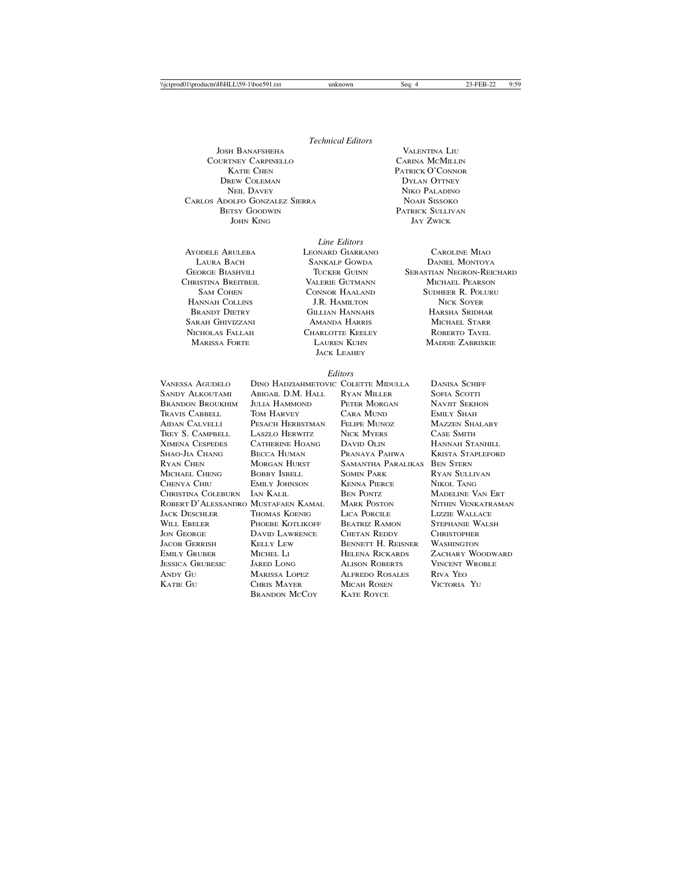*Technical Editors*

Josh Banafsheha
Courtney Carpinello
Katie Chen
Drew Coleman
Neil Davey
Carlos Adolfo Gonzalez Sierra
Betsy Goodwin
John King
Valentina Liu
Carina McMillin
Patrick O'Connor
Dylan Ottney
Niko Paladino
Noah Sissoko
Patrick Sullivan
Jay Zwick

*Line Editors*

Ayodele Aruleba
Laura Bach
George Biashvili
Christina Breitbeil
Sam Cohen
Hannah Collins
Brandt Dietry
Sarah Ghivizzani
Nicholas Fallah
Marissa Forte
Leonard Giarrano
Sankalp Gowda
Tucker Guinn
Valerie Gutmann
Connor Haaland
J.R. Hamilton
Gillian Hannahs
Amanda Harris
Charlotte Keeley
Lauren Kuhn
Jack Leahey
Caroline Miao
Daniel Montoya
Sebastian Negron-Reichard
Michael Pearson
Sudheer R. Poluru
Nick Soyer
Harsha Sridhar
Michael Starr
Roberto Tavel
Maddie Zabriskie

*Editors*

Vanessa Agudelo
Sandy Alkoutami
Brandon Broukhim
Travis Cabbell
Aidan Calvelli
Trey S. Campbell
Ximena Cespedes
Shao-Jia Chang
Ryan Chen
Michael Cheng
Chenya Chiu
Christina Coleburn
Robert D'Alessandro
Jack Deschler
Will Ebeler
Jon George
Jacob Gerrish
Emily Gruber
Jessica Grubesic
Andy Gu
Katie Gu
Dino Hadziahmetovic
Abigail D.M. Hall
Julia Hammond
Tom Harvey
Pesach Herbstman
Laszlo Herwitz
Catherine Hoang
Becca Human
Morgan Hurst
Bobby Isbell
Emily Johnson
Ian Kalil
Mustafaen Kamal
Thomas Koenig
Phoebe Kotlikoff
David Lawrence
Kelly Lew
Michel Li
Jared Long
Marissa Lopez
Chris Mayer
Brandon McCoy
Colette Midulla
Ryan Miller
Peter Morgan
Cara Mund
Felipe Munoz
Nick Myers
David Olin
Pranaya Pahwa
Samantha Paralikas
Somin Park
Kenna Pierce
Ben Pontz
Mark Poston
Lica Porcile
Beatriz Ramon
Chetan Reddy
Bennett H. Reisner
Helena Rickards
Alison Roberts
Alfredo Rosales
Micah Rosen
Kate Royce
Danisa Schiff
Sofia Scotti
Navjit Sekhon
Emily Shah
Mazzen Shalaby
Case Smith
Hannah Stanhill
Krista Stapleford
Ben Stern
Ryan Sullivan
Nikol Tang
Madeline Van Ert
Nithin Venkatraman
Lizzie Wallace
Stephanie Walsh
Christopher Washington
Zachary Woodward
Vincent Wroble
Riva Yeo
Victoria Yu